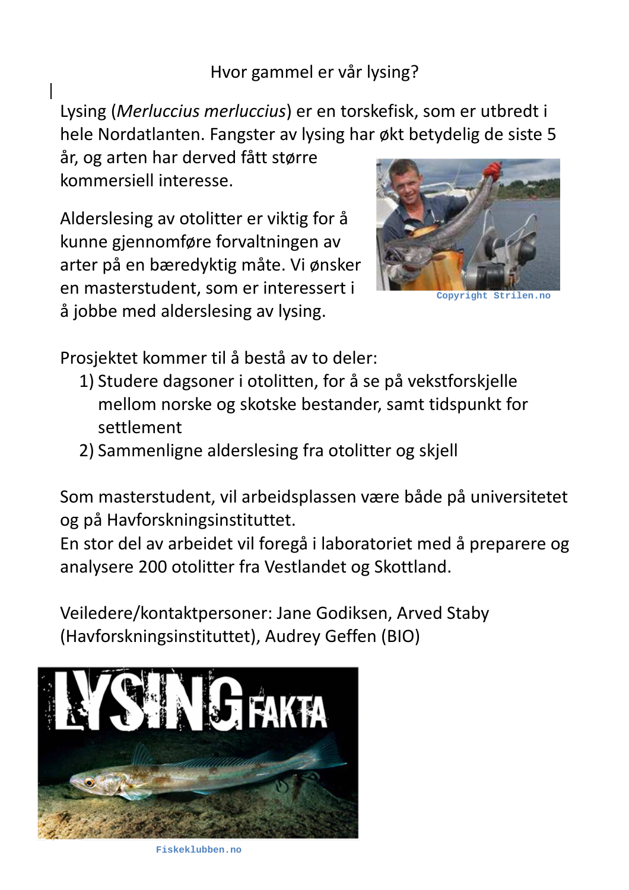# Hvor gammel er vår lysing?

Lysing (*Merluccius merluccius*) er en torskefisk, som er utbredt i hele Nordatlanten. Fangster av lysing har økt betydelig de siste 5 år, og arten har derved fått større kommersiell interesse.

Copyright Strilen.no

Alderslesing av otolitter er viktig for å kunne gjennomføre forvaltningen av arter på en bæredyktig måte. Vi ønsker en masterstudent, som er interessert i å jobbe med alderslesing av lysing.

Prosjektet kommer til å bestå av to deler:

1) Studere dagsoner i otolitten, for å se på vekstforskjelle mellom norske og skotske bestander, samt tidspunkt for settlement
2) Sammenligne alderslesing fra otolitter og skjell

Som masterstudent, vil arbeidsplassen være både på universitetet og på Havforskningsinstituttet.
En stor del av arbeidet vil foregå i laboratoriet med å preparere og analysere 200 otolitter fra Vestlandet og Skottland.

Veiledere/kontaktpersoner: Jane Godiksen, Arved Staby (Havforskningsinstituttet), Audrey Geffen (BIO)

LYSING FAKTA

Fiskeklubben.no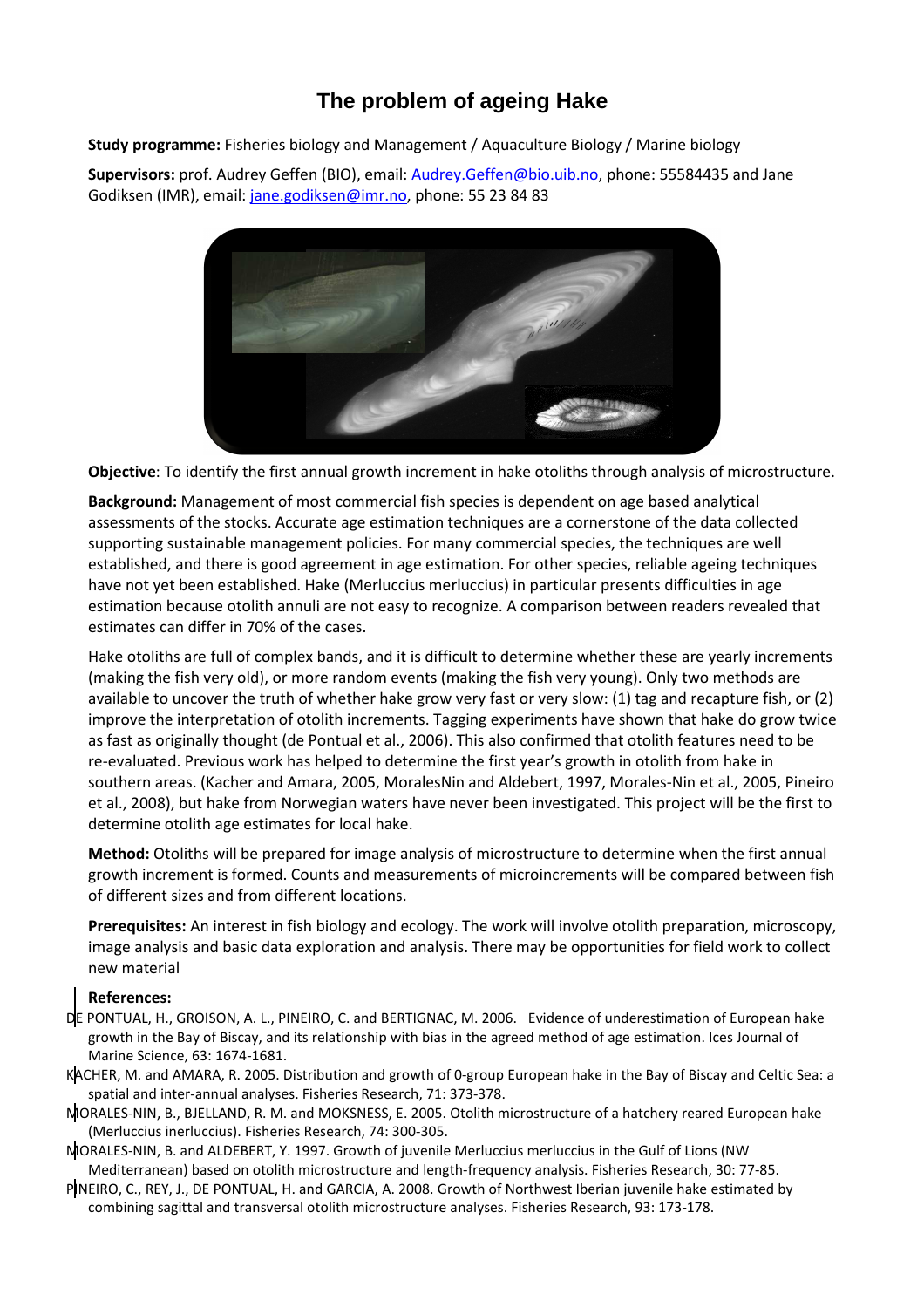# The problem of ageing Hake

**Study programme:** Fisheries biology and Management / Aquaculture Biology / Marine biology

**Supervisors:** prof. Audrey Geffen (BIO), email: Audrey.Geffen@bio.uib.no, phone: 55584435 and Jane Godiksen (IMR), email: jane.godiksen@imr.no, phone: 55 23 84 83

**Objective**: To identify the first annual growth increment in hake otoliths through analysis of microstructure.

**Background:** Management of most commercial fish species is dependent on age based analytical assessments of the stocks. Accurate age estimation techniques are a cornerstone of the data collected supporting sustainable management policies. For many commercial species, the techniques are well established, and there is good agreement in age estimation. For other species, reliable ageing techniques have not yet been established. Hake (Merluccius merluccius) in particular presents difficulties in age estimation because otolith annuli are not easy to recognize. A comparison between readers revealed that estimates can differ in 70% of the cases.

Hake otoliths are full of complex bands, and it is difficult to determine whether these are yearly increments (making the fish very old), or more random events (making the fish very young). Only two methods are available to uncover the truth of whether hake grow very fast or very slow: (1) tag and recapture fish, or (2) improve the interpretation of otolith increments. Tagging experiments have shown that hake do grow twice as fast as originally thought (de Pontual et al., 2006). This also confirmed that otolith features need to be re-evaluated. Previous work has helped to determine the first year's growth in otolith from hake in southern areas. (Kacher and Amara, 2005, MoralesNin and Aldebert, 1997, Morales-Nin et al., 2005, Pineiro et al., 2008), but hake from Norwegian waters have never been investigated. This project will be the first to determine otolith age estimates for local hake.

**Method:** Otoliths will be prepared for image analysis of microstructure to determine when the first annual growth increment is formed. Counts and measurements of microincrements will be compared between fish of different sizes and from different locations.

**Prerequisites:** An interest in fish biology and ecology. The work will involve otolith preparation, microscopy, image analysis and basic data exploration and analysis. There may be opportunities for field work to collect new material

**References:**

DE PONTUAL, H., GROISON, A. L., PINEIRO, C. and BERTIGNAC, M. 2006. Evidence of underestimation of European hake growth in the Bay of Biscay, and its relationship with bias in the agreed method of age estimation. Ices Journal of Marine Science, 63: 1674-1681.

KACHER, M. and AMARA, R. 2005. Distribution and growth of 0-group European hake in the Bay of Biscay and Celtic Sea: a spatial and inter-annual analyses. Fisheries Research, 71: 373-378.

MORALES-NIN, B., BJELLAND, R. M. and MOKSNESS, E. 2005. Otolith microstructure of a hatchery reared European hake (Merluccius inerluccius). Fisheries Research, 74: 300-305.

MORALES-NIN, B. and ALDEBERT, Y. 1997. Growth of juvenile Merluccius merluccius in the Gulf of Lions (NW Mediterranean) based on otolith microstructure and length-frequency analysis. Fisheries Research, 30: 77-85.

PINEIRO, C., REY, J., DE PONTUAL, H. and GARCIA, A. 2008. Growth of Northwest Iberian juvenile hake estimated by combining sagittal and transversal otolith microstructure analyses. Fisheries Research, 93: 173-178.